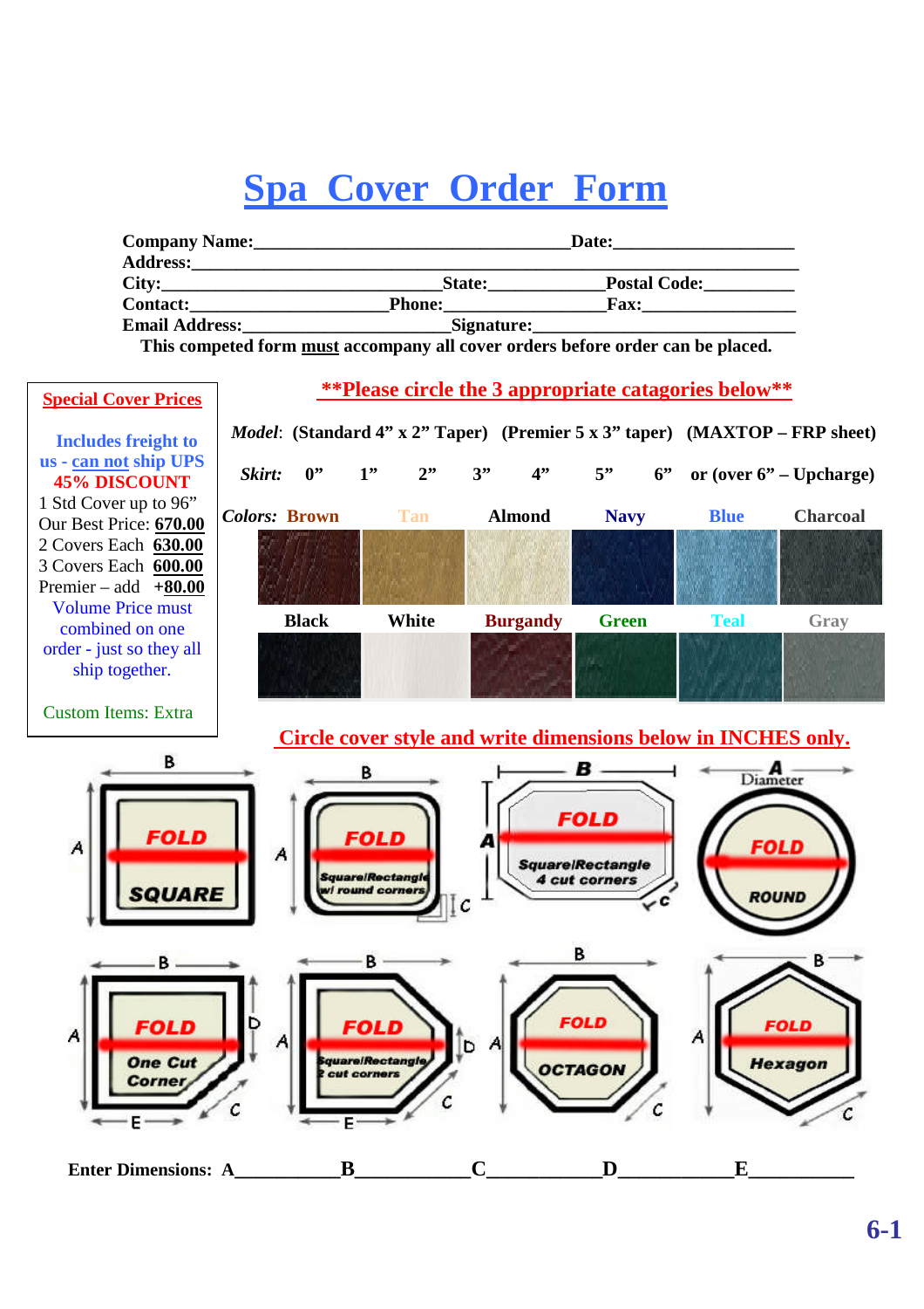# Spa Cover Order Form

**Company Name:**_________________________________**Date:**___________________
**Address:**______________________________________________________________
**City:**_____________________________**State:**____________**Postal Code:**_________
**Contact:**____________________**Phone:**________________**Fax:**________________
**Email Address:**_____________________**Signature:**_____________________________

**This competed form must accompany all cover orders before order can be placed.**

## Special Cover Prices

Includes freight to us - can not ship UPS

**45% DISCOUNT**

1 Std Cover up to 96"
Our Best Price: **670.00**
2 Covers Each **630.00**
3 Covers Each **600.00**
Premier – add **+80.00**

Volume Price must combined on one order - just so they all ship together.

Custom Items: Extra

## **Please circle the 3 appropriate catagories below**

***Model*****: (Standard 4" x 2" Taper) (Premier 5 x 3" taper) (MAXTOP – FRP sheet)**

***Skirt:*** **0" 1" 2" 3" 4" 5" 6" or (over 6" – Upcharge)**

***Colors:*** **Brown, Tan, Almond, Navy, Blue, Charcoal, Black, White, Burgandy, Green, Teal, Gray**

## Circle cover style and write dimensions below in INCHES only.

FOLD SQUARE (A, B)

FOLD Square/Rectangle w/ round corners (A, B, C)

FOLD Square/Rectangle 4 cut corners (A, B, C)

FOLD ROUND (A Diameter)

FOLD One Cut Corner (A, B, C, D, E)

FOLD Square/Rectangle 2 cut corners (A, B, C, D, E)

FOLD OCTAGON (A, B, C)

FOLD Hexagon (A, B, C)

**Enter Dimensions: A**__________**B**___________**C**___________**D**___________**E**__________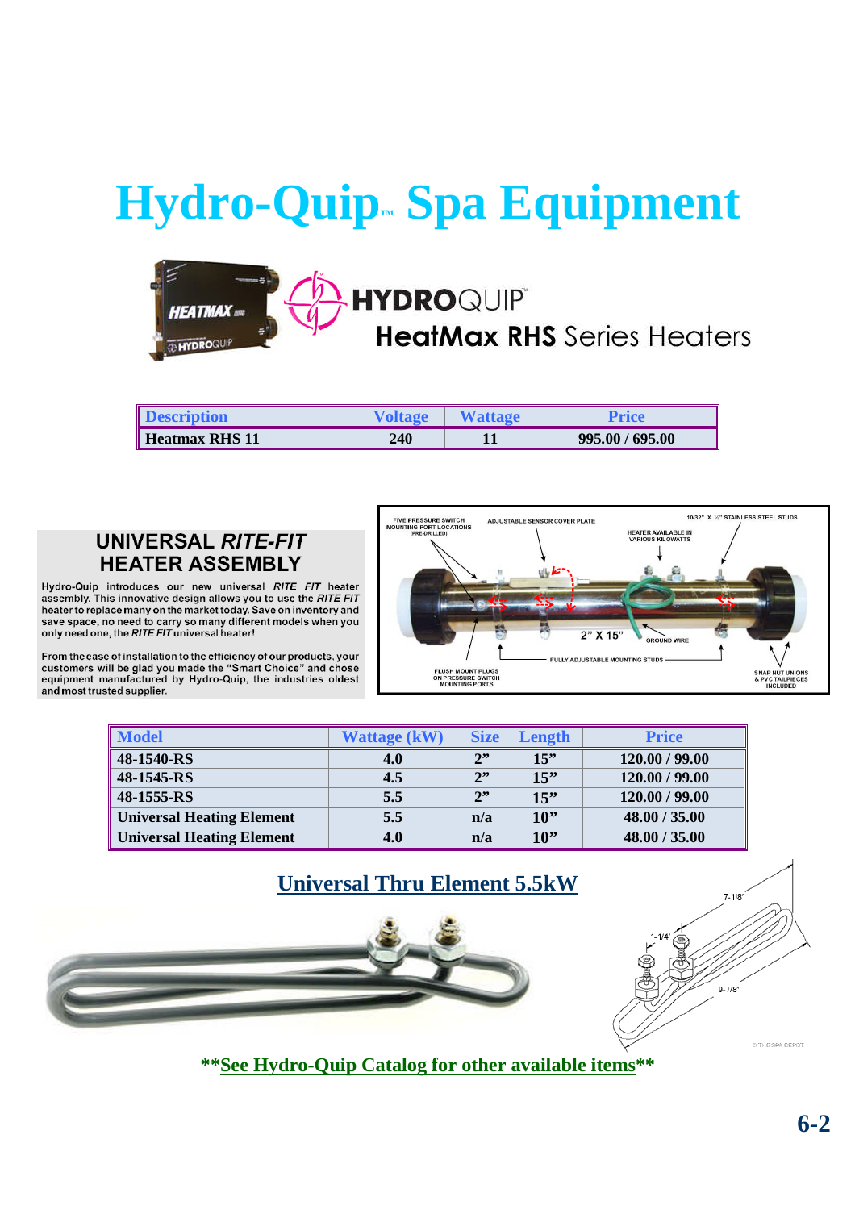# Hydro-Quip™ Spa Equipment

## HYDROQUIP™ HeatMax RHS Series Heaters

| Description | Voltage | Wattage | Price |
|---|---|---|---|
| Heatmax RHS 11 | 240 | 11 | 995.00 / 695.00 |

## UNIVERSAL *RITE-FIT* HEATER ASSEMBLY

Hydro-Quip introduces our new universal *RITE FIT* heater assembly. This innovative design allows you to use the *RITE FIT* heater to replace many on the market today. Save on inventory and save space, no need to carry so many different models when you only need one, the *RITE FIT* universal heater!

From the ease of installation to the efficiency of our products, your customers will be glad you made the "Smart Choice" and chose equipment manufactured by Hydro-Quip, the industries oldest and most trusted supplier.

| Model | Wattage (kW) | Size | Length | Price |
|---|---|---|---|---|
| 48-1540-RS | 4.0 | 2" | 15" | 120.00 / 99.00 |
| 48-1545-RS | 4.5 | 2" | 15" | 120.00 / 99.00 |
| 48-1555-RS | 5.5 | 2" | 15" | 120.00 / 99.00 |
| Universal Heating Element | 5.5 | n/a | 10" | 48.00 / 35.00 |
| Universal Heating Element | 4.0 | n/a | 10" | 48.00 / 35.00 |

## Universal Thru Element 5.5kW

****See Hydro-Quip Catalog for other available items****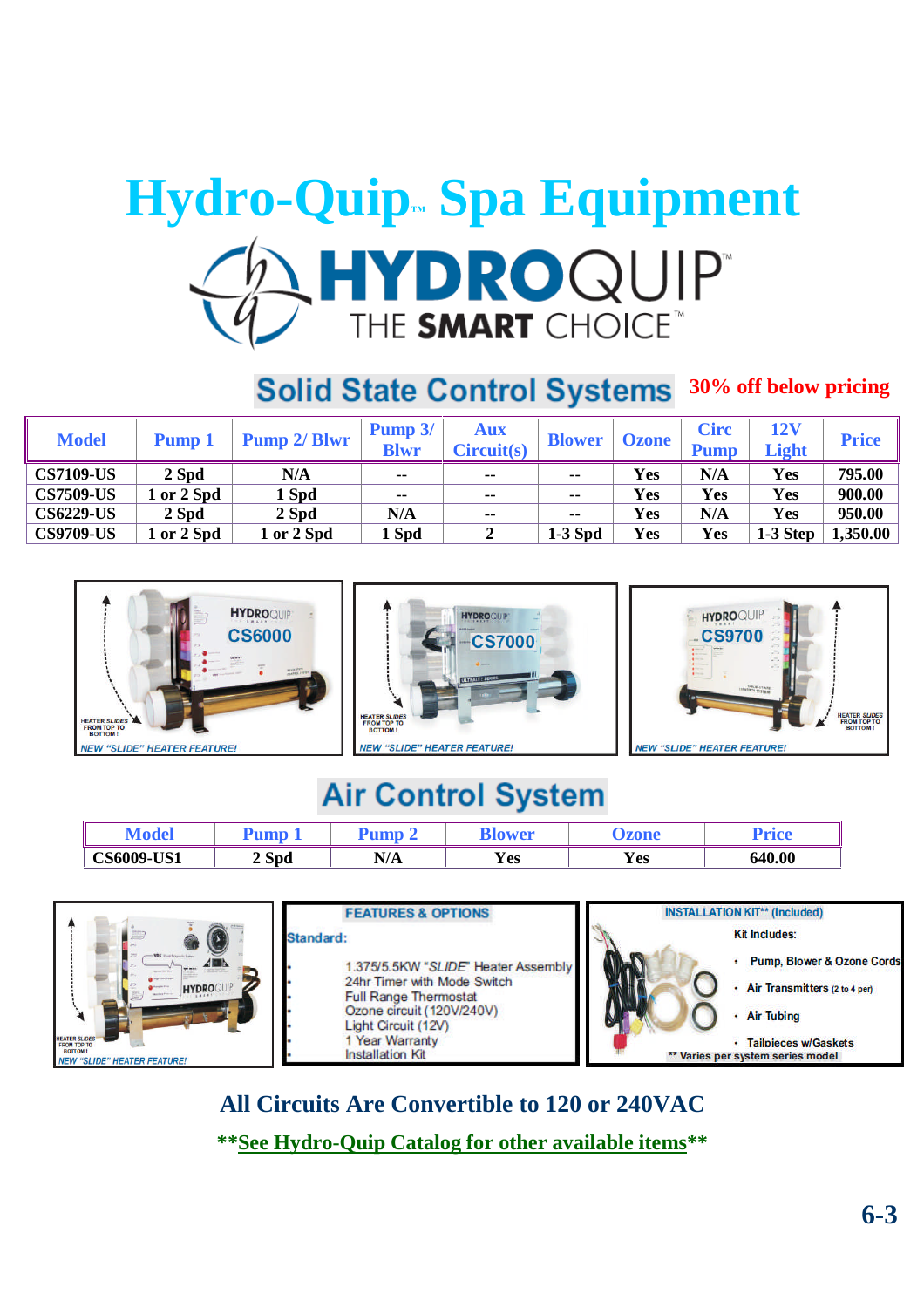# Hydro-Quip™ Spa Equipment

HYDROQUIP™
THE SMART CHOICE™

## Solid State Control Systems

**30% off below pricing**

| Model | Pump 1 | Pump 2/ Blwr | Pump 3/ Blwr | Aux Circuit(s) | Blower | Ozone | Circ Pump | 12V Light | Price |
|---|---|---|---|---|---|---|---|---|---|
| CS7109-US | 2 Spd | N/A | -- | -- | -- | Yes | N/A | Yes | 795.00 |
| CS7509-US | 1 or 2 Spd | 1 Spd | -- | -- | -- | Yes | Yes | Yes | 900.00 |
| CS6229-US | 2 Spd | 2 Spd | N/A | -- | -- | Yes | N/A | Yes | 950.00 |
| CS9709-US | 1 or 2 Spd | 1 or 2 Spd | 1 Spd | 2 | 1-3 Spd | Yes | Yes | 1-3 Step | 1,350.00 |

CS6000 — HEATER SLIDES FROM TOP TO BOTTOM! — NEW "SLIDE" HEATER FEATURE!

CS7000 — HEATER SLIDES FROM TOP TO BOTTOM! — NEW "SLIDE" HEATER FEATURE!

CS9700 — HEATER SLIDES FROM TOP TO BOTTOM! — NEW "SLIDE" HEATER FEATURE!

## Air Control System

| Model | Pump 1 | Pump 2 | Blower | Ozone | Price |
|---|---|---|---|---|---|
| CS6009-US1 | 2 Spd | N/A | Yes | Yes | 640.00 |

HEATER SLIDES FROM TOP TO BOTTOM! — NEW "SLIDE" HEATER FEATURE!

**FEATURES & OPTIONS**

Standard:

- 1.375/5.5KW "*SLIDE*" Heater Assembly
- 24hr Timer with Mode Switch
- Full Range Thermostat
- Ozone circuit (120V/240V)
- Light Circuit (12V)
- 1 Year Warranty
- Installation Kit

**INSTALLATION KIT\*\* (Included)**

Kit Includes:

- Pump, Blower & Ozone Cords
- Air Transmitters (2 to 4 per)
- Air Tubing
- Tailpieces w/Gaskets

\*\* Varies per system series model

**All Circuits Are Convertible to 120 or 240VAC**

**\*\*See Hydro-Quip Catalog for other available items\*\***